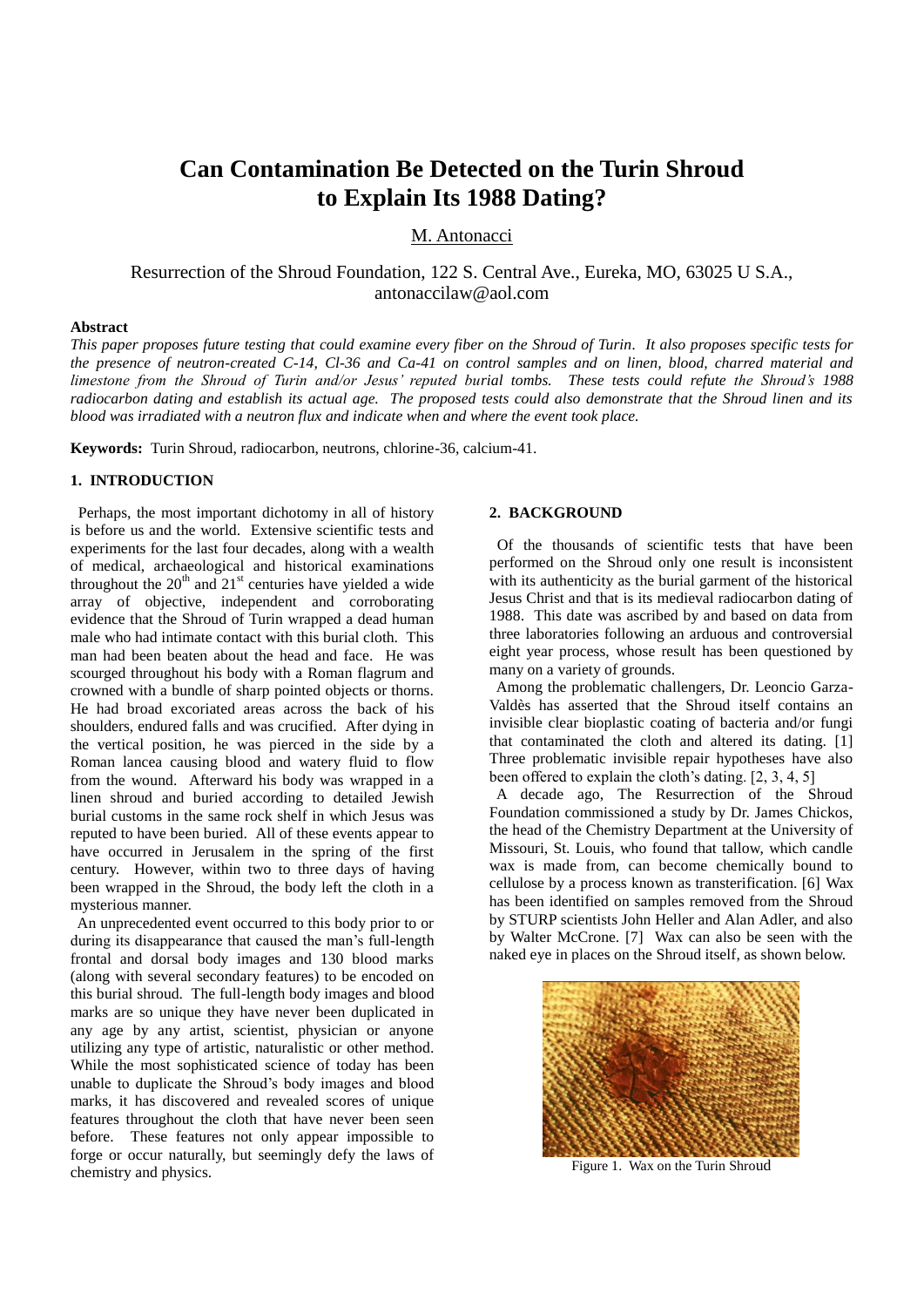# Can Contamination Be Detected on the Turin Shroud to Explain Its 1988 Dating?

M. Antonacci

Resurrection of the Shroud Foundation, 122 S. Central Ave., Eureka, MO, 63025 U S.A., antonaccilaw@aol.com

**Abstract**

*This paper proposes future testing that could examine every fiber on the Shroud of Turin. It also proposes specific tests for the presence of neutron-created C-14, Cl-36 and Ca-41 on control samples and on linen, blood, charred material and limestone from the Shroud of Turin and/or Jesus' reputed burial tombs. These tests could refute the Shroud's 1988 radiocarbon dating and establish its actual age. The proposed tests could also demonstrate that the Shroud linen and its blood was irradiated with a neutron flux and indicate when and where the event took place.*

**Keywords:** Turin Shroud, radiocarbon, neutrons, chlorine-36, calcium-41.

## 1. INTRODUCTION

Perhaps, the most important dichotomy in all of history is before us and the world. Extensive scientific tests and experiments for the last four decades, along with a wealth of medical, archaeological and historical examinations throughout the 20th and 21st centuries have yielded a wide array of objective, independent and corroborating evidence that the Shroud of Turin wrapped a dead human male who had intimate contact with this burial cloth. This man had been beaten about the head and face. He was scourged throughout his body with a Roman flagrum and crowned with a bundle of sharp pointed objects or thorns. He had broad excoriated areas across the back of his shoulders, endured falls and was crucified. After dying in the vertical position, he was pierced in the side by a Roman lancea causing blood and watery fluid to flow from the wound. Afterward his body was wrapped in a linen shroud and buried according to detailed Jewish burial customs in the same rock shelf in which Jesus was reputed to have been buried. All of these events appear to have occurred in Jerusalem in the spring of the first century. However, within two to three days of having been wrapped in the Shroud, the body left the cloth in a mysterious manner.

An unprecedented event occurred to this body prior to or during its disappearance that caused the man's full-length frontal and dorsal body images and 130 blood marks (along with several secondary features) to be encoded on this burial shroud. The full-length body images and blood marks are so unique they have never been duplicated in any age by any artist, scientist, physician or anyone utilizing any type of artistic, naturalistic or other method. While the most sophisticated science of today has been unable to duplicate the Shroud's body images and blood marks, it has discovered and revealed scores of unique features throughout the cloth that have never been seen before. These features not only appear impossible to forge or occur naturally, but seemingly defy the laws of chemistry and physics.

## 2. BACKGROUND

Of the thousands of scientific tests that have been performed on the Shroud only one result is inconsistent with its authenticity as the burial garment of the historical Jesus Christ and that is its medieval radiocarbon dating of 1988. This date was ascribed by and based on data from three laboratories following an arduous and controversial eight year process, whose result has been questioned by many on a variety of grounds.

Among the problematic challengers, Dr. Leoncio Garza-Valdès has asserted that the Shroud itself contains an invisible clear bioplastic coating of bacteria and/or fungi that contaminated the cloth and altered its dating. [1] Three problematic invisible repair hypotheses have also been offered to explain the cloth's dating. [2, 3, 4, 5]

A decade ago, The Resurrection of the Shroud Foundation commissioned a study by Dr. James Chickos, the head of the Chemistry Department at the University of Missouri, St. Louis, who found that tallow, which candle wax is made from, can become chemically bound to cellulose by a process known as transterification. [6] Wax has been identified on samples removed from the Shroud by STURP scientists John Heller and Alan Adler, and also by Walter McCrone. [7] Wax can also be seen with the naked eye in places on the Shroud itself, as shown below.

Figure 1. Wax on the Turin Shroud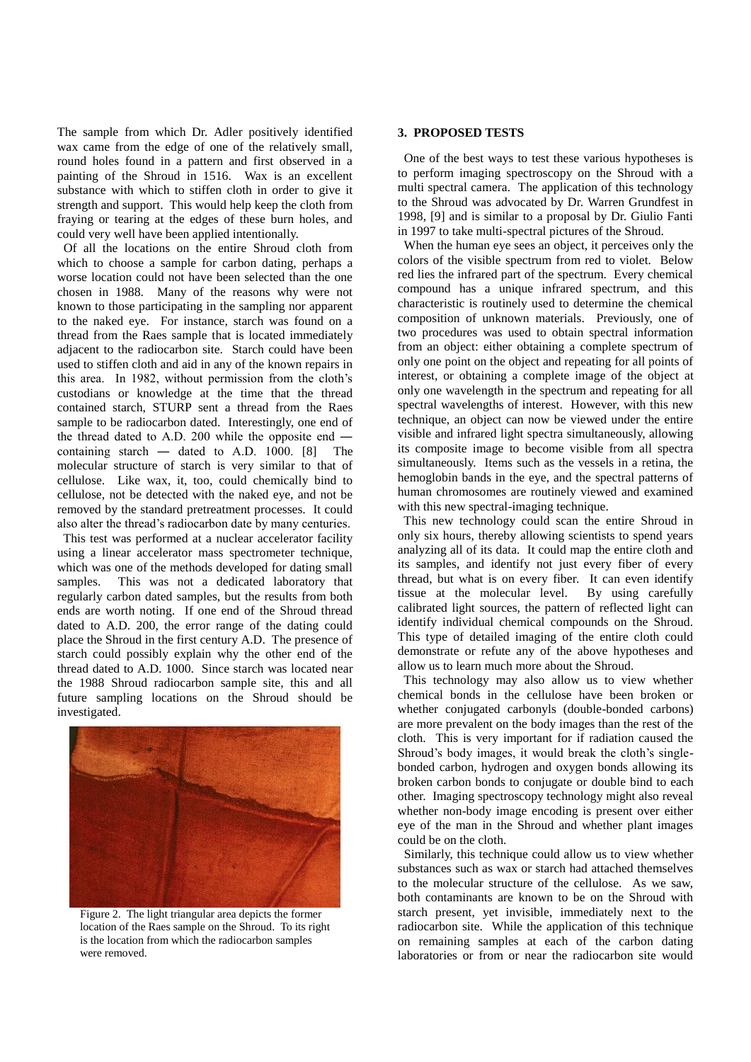The sample from which Dr. Adler positively identified wax came from the edge of one of the relatively small, round holes found in a pattern and first observed in a painting of the Shroud in 1516. Wax is an excellent substance with which to stiffen cloth in order to give it strength and support. This would help keep the cloth from fraying or tearing at the edges of these burn holes, and could very well have been applied intentionally.

Of all the locations on the entire Shroud cloth from which to choose a sample for carbon dating, perhaps a worse location could not have been selected than the one chosen in 1988. Many of the reasons why were not known to those participating in the sampling nor apparent to the naked eye. For instance, starch was found on a thread from the Raes sample that is located immediately adjacent to the radiocarbon site. Starch could have been used to stiffen cloth and aid in any of the known repairs in this area. In 1982, without permission from the cloth's custodians or knowledge at the time that the thread contained starch, STURP sent a thread from the Raes sample to be radiocarbon dated. Interestingly, one end of the thread dated to A.D. 200 while the opposite end — containing starch — dated to A.D. 1000. [8] The molecular structure of starch is very similar to that of cellulose. Like wax, it, too, could chemically bind to cellulose, not be detected with the naked eye, and not be removed by the standard pretreatment processes. It could also alter the thread's radiocarbon date by many centuries.

This test was performed at a nuclear accelerator facility using a linear accelerator mass spectrometer technique, which was one of the methods developed for dating small samples. This was not a dedicated laboratory that regularly carbon dated samples, but the results from both ends are worth noting. If one end of the Shroud thread dated to A.D. 200, the error range of the dating could place the Shroud in the first century A.D. The presence of starch could possibly explain why the other end of the thread dated to A.D. 1000. Since starch was located near the 1988 Shroud radiocarbon sample site, this and all future sampling locations on the Shroud should be investigated.

Figure 2. The light triangular area depicts the former location of the Raes sample on the Shroud. To its right is the location from which the radiocarbon samples were removed.

## 3. PROPOSED TESTS

One of the best ways to test these various hypotheses is to perform imaging spectroscopy on the Shroud with a multi spectral camera. The application of this technology to the Shroud was advocated by Dr. Warren Grundfest in 1998, [9] and is similar to a proposal by Dr. Giulio Fanti in 1997 to take multi-spectral pictures of the Shroud.

When the human eye sees an object, it perceives only the colors of the visible spectrum from red to violet. Below red lies the infrared part of the spectrum. Every chemical compound has a unique infrared spectrum, and this characteristic is routinely used to determine the chemical composition of unknown materials. Previously, one of two procedures was used to obtain spectral information from an object: either obtaining a complete spectrum of only one point on the object and repeating for all points of interest, or obtaining a complete image of the object at only one wavelength in the spectrum and repeating for all spectral wavelengths of interest. However, with this new technique, an object can now be viewed under the entire visible and infrared light spectra simultaneously, allowing its composite image to become visible from all spectra simultaneously. Items such as the vessels in a retina, the hemoglobin bands in the eye, and the spectral patterns of human chromosomes are routinely viewed and examined with this new spectral-imaging technique.

This new technology could scan the entire Shroud in only six hours, thereby allowing scientists to spend years analyzing all of its data. It could map the entire cloth and its samples, and identify not just every fiber of every thread, but what is on every fiber. It can even identify tissue at the molecular level. By using carefully calibrated light sources, the pattern of reflected light can identify individual chemical compounds on the Shroud. This type of detailed imaging of the entire cloth could demonstrate or refute any of the above hypotheses and allow us to learn much more about the Shroud.

This technology may also allow us to view whether chemical bonds in the cellulose have been broken or whether conjugated carbonyls (double-bonded carbons) are more prevalent on the body images than the rest of the cloth. This is very important for if radiation caused the Shroud's body images, it would break the cloth's single-bonded carbon, hydrogen and oxygen bonds allowing its broken carbon bonds to conjugate or double bind to each other. Imaging spectroscopy technology might also reveal whether non-body image encoding is present over either eye of the man in the Shroud and whether plant images could be on the cloth.

Similarly, this technique could allow us to view whether substances such as wax or starch had attached themselves to the molecular structure of the cellulose. As we saw, both contaminants are known to be on the Shroud with starch present, yet invisible, immediately next to the radiocarbon site. While the application of this technique on remaining samples at each of the carbon dating laboratories or from or near the radiocarbon site would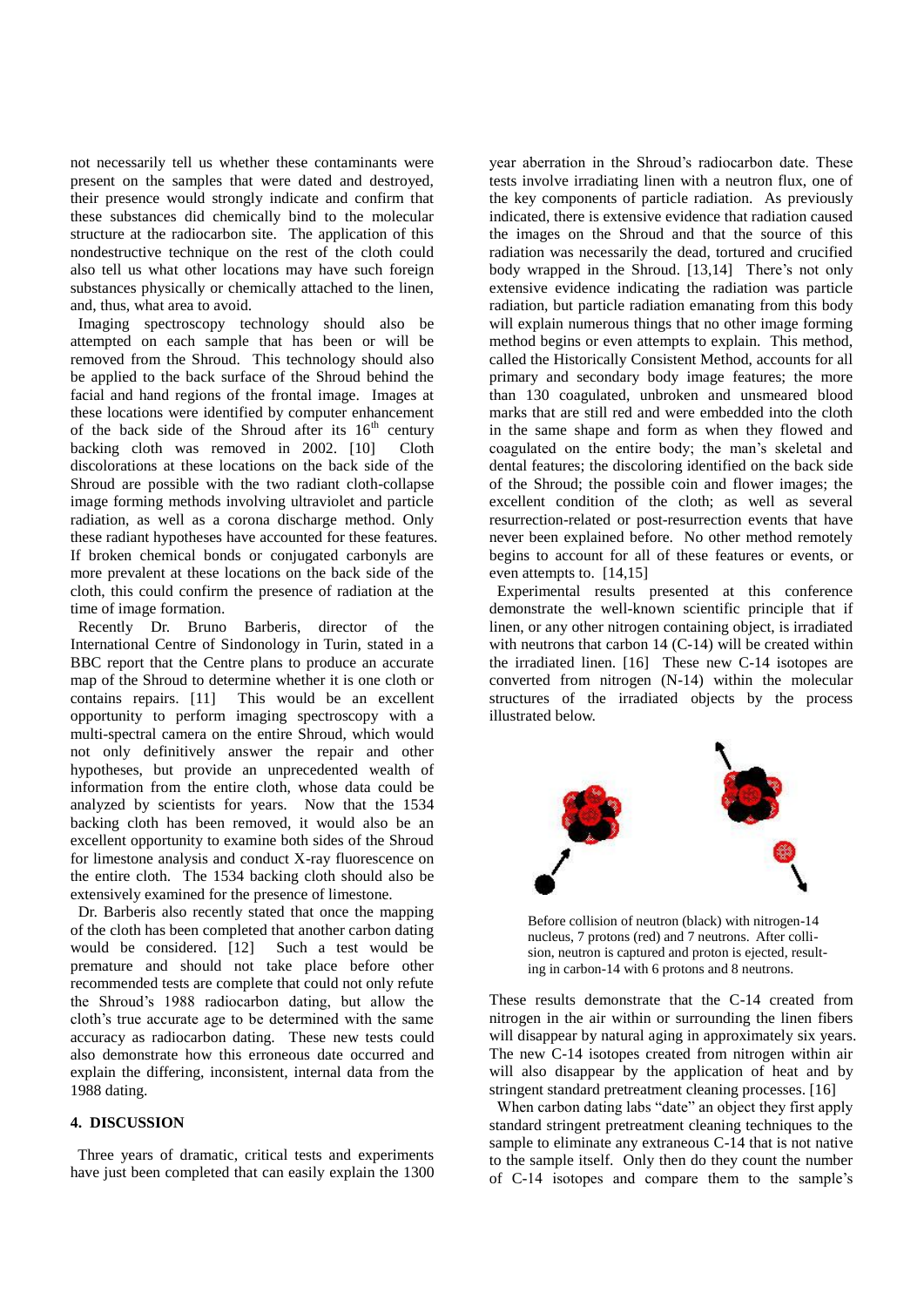not necessarily tell us whether these contaminants were present on the samples that were dated and destroyed, their presence would strongly indicate and confirm that these substances did chemically bind to the molecular structure at the radiocarbon site. The application of this nondestructive technique on the rest of the cloth could also tell us what other locations may have such foreign substances physically or chemically attached to the linen, and, thus, what area to avoid.

Imaging spectroscopy technology should also be attempted on each sample that has been or will be removed from the Shroud. This technology should also be applied to the back surface of the Shroud behind the facial and hand regions of the frontal image. Images at these locations were identified by computer enhancement of the back side of the Shroud after its 16th century backing cloth was removed in 2002. [10] Cloth discolorations at these locations on the back side of the Shroud are possible with the two radiant cloth-collapse image forming methods involving ultraviolet and particle radiation, as well as a corona discharge method. Only these radiant hypotheses have accounted for these features. If broken chemical bonds or conjugated carbonyls are more prevalent at these locations on the back side of the cloth, this could confirm the presence of radiation at the time of image formation.

Recently Dr. Bruno Barberis, director of the International Centre of Sindonology in Turin, stated in a BBC report that the Centre plans to produce an accurate map of the Shroud to determine whether it is one cloth or contains repairs. [11] This would be an excellent opportunity to perform imaging spectroscopy with a multi-spectral camera on the entire Shroud, which would not only definitively answer the repair and other hypotheses, but provide an unprecedented wealth of information from the entire cloth, whose data could be analyzed by scientists for years. Now that the 1534 backing cloth has been removed, it would also be an excellent opportunity to examine both sides of the Shroud for limestone analysis and conduct X-ray fluorescence on the entire cloth. The 1534 backing cloth should also be extensively examined for the presence of limestone.

Dr. Barberis also recently stated that once the mapping of the cloth has been completed that another carbon dating would be considered. [12] Such a test would be premature and should not take place before other recommended tests are complete that could not only refute the Shroud's 1988 radiocarbon dating, but allow the cloth's true accurate age to be determined with the same accuracy as radiocarbon dating. These new tests could also demonstrate how this erroneous date occurred and explain the differing, inconsistent, internal data from the 1988 dating.

## 4. DISCUSSION

Three years of dramatic, critical tests and experiments have just been completed that can easily explain the 1300 year aberration in the Shroud's radiocarbon date. These tests involve irradiating linen with a neutron flux, one of the key components of particle radiation. As previously indicated, there is extensive evidence that radiation caused the images on the Shroud and that the source of this radiation was necessarily the dead, tortured and crucified body wrapped in the Shroud. [13,14] There's not only extensive evidence indicating the radiation was particle radiation, but particle radiation emanating from this body will explain numerous things that no other image forming method begins or even attempts to explain. This method, called the Historically Consistent Method, accounts for all primary and secondary body image features; the more than 130 coagulated, unbroken and unsmeared blood marks that are still red and were embedded into the cloth in the same shape and form as when they flowed and coagulated on the entire body; the man's skeletal and dental features; the discoloring identified on the back side of the Shroud; the possible coin and flower images; the excellent condition of the cloth; as well as several resurrection-related or post-resurrection events that have never been explained before. No other method remotely begins to account for all of these features or events, or even attempts to. [14,15]

Experimental results presented at this conference demonstrate the well-known scientific principle that if linen, or any other nitrogen containing object, is irradiated with neutrons that carbon 14 (C-14) will be created within the irradiated linen. [16] These new C-14 isotopes are converted from nitrogen (N-14) within the molecular structures of the irradiated objects by the process illustrated below.

Before collision of neutron (black) with nitrogen-14 nucleus, 7 protons (red) and 7 neutrons. After collision, neutron is captured and proton is ejected, resulting in carbon-14 with 6 protons and 8 neutrons.

These results demonstrate that the C-14 created from nitrogen in the air within or surrounding the linen fibers will disappear by natural aging in approximately six years. The new C-14 isotopes created from nitrogen within air will also disappear by the application of heat and by stringent standard pretreatment cleaning processes. [16]

When carbon dating labs "date" an object they first apply standard stringent pretreatment cleaning techniques to the sample to eliminate any extraneous C-14 that is not native to the sample itself. Only then do they count the number of C-14 isotopes and compare them to the sample's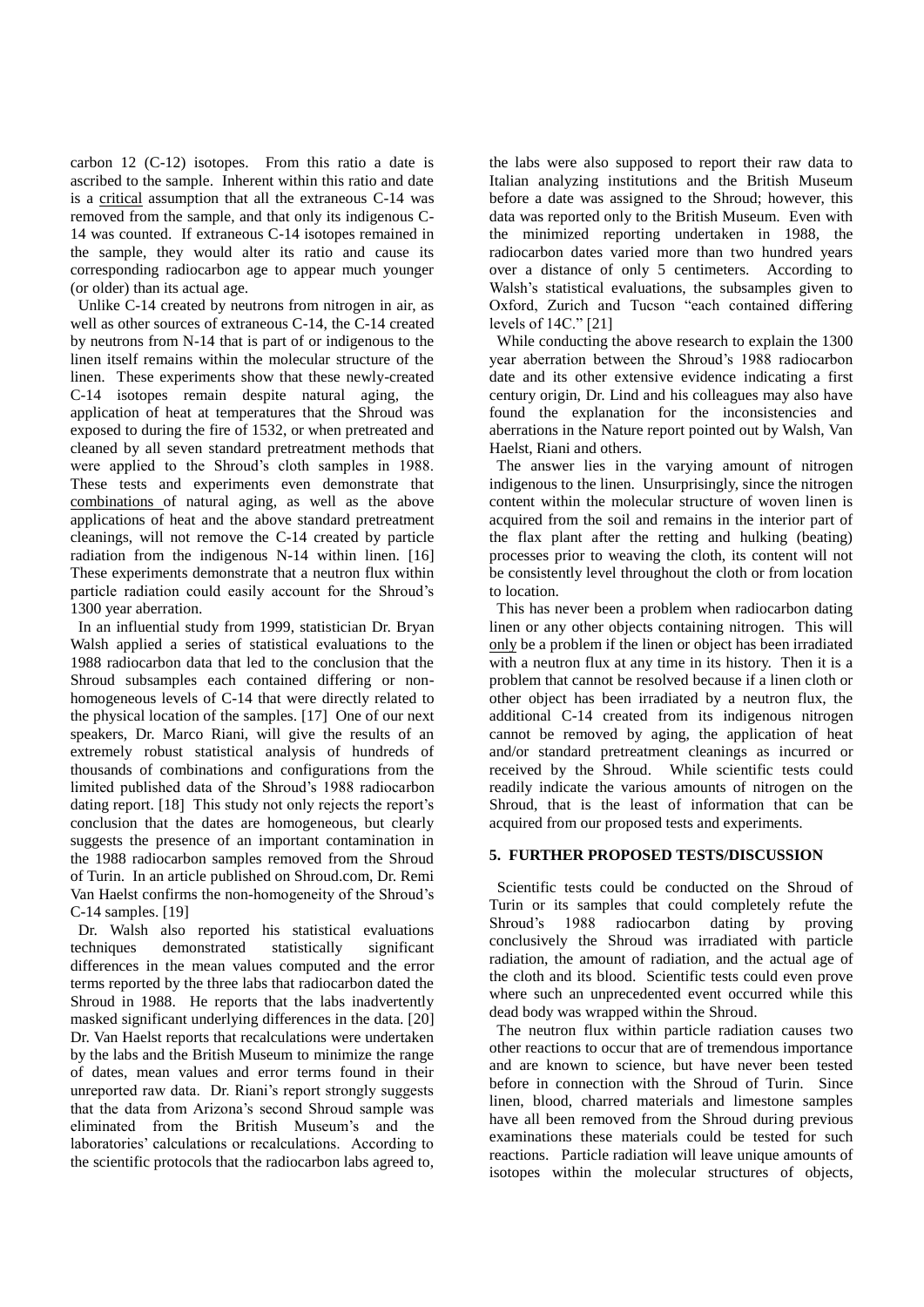carbon 12 (C-12) isotopes. From this ratio a date is ascribed to the sample. Inherent within this ratio and date is a critical assumption that all the extraneous C-14 was removed from the sample, and that only its indigenous C-14 was counted. If extraneous C-14 isotopes remained in the sample, they would alter its ratio and cause its corresponding radiocarbon age to appear much younger (or older) than its actual age.

Unlike C-14 created by neutrons from nitrogen in air, as well as other sources of extraneous C-14, the C-14 created by neutrons from N-14 that is part of or indigenous to the linen itself remains within the molecular structure of the linen. These experiments show that these newly-created C-14 isotopes remain despite natural aging, the application of heat at temperatures that the Shroud was exposed to during the fire of 1532, or when pretreated and cleaned by all seven standard pretreatment methods that were applied to the Shroud's cloth samples in 1988. These tests and experiments even demonstrate that combinations of natural aging, as well as the above applications of heat and the above standard pretreatment cleanings, will not remove the C-14 created by particle radiation from the indigenous N-14 within linen. [16] These experiments demonstrate that a neutron flux within particle radiation could easily account for the Shroud's 1300 year aberration.

In an influential study from 1999, statistician Dr. Bryan Walsh applied a series of statistical evaluations to the 1988 radiocarbon data that led to the conclusion that the Shroud subsamples each contained differing or non-homogeneous levels of C-14 that were directly related to the physical location of the samples. [17] One of our next speakers, Dr. Marco Riani, will give the results of an extremely robust statistical analysis of hundreds of thousands of combinations and configurations from the limited published data of the Shroud's 1988 radiocarbon dating report. [18] This study not only rejects the report's conclusion that the dates are homogeneous, but clearly suggests the presence of an important contamination in the 1988 radiocarbon samples removed from the Shroud of Turin. In an article published on Shroud.com, Dr. Remi Van Haelst confirms the non-homogeneity of the Shroud's C-14 samples. [19]

Dr. Walsh also reported his statistical evaluations techniques demonstrated statistically significant differences in the mean values computed and the error terms reported by the three labs that radiocarbon dated the Shroud in 1988. He reports that the labs inadvertently masked significant underlying differences in the data. [20] Dr. Van Haelst reports that recalculations were undertaken by the labs and the British Museum to minimize the range of dates, mean values and error terms found in their unreported raw data. Dr. Riani's report strongly suggests that the data from Arizona's second Shroud sample was eliminated from the British Museum's and the laboratories' calculations or recalculations. According to the scientific protocols that the radiocarbon labs agreed to, the labs were also supposed to report their raw data to Italian analyzing institutions and the British Museum before a date was assigned to the Shroud; however, this data was reported only to the British Museum. Even with the minimized reporting undertaken in 1988, the radiocarbon dates varied more than two hundred years over a distance of only 5 centimeters. According to Walsh's statistical evaluations, the subsamples given to Oxford, Zurich and Tucson "each contained differing levels of 14C." [21]

While conducting the above research to explain the 1300 year aberration between the Shroud's 1988 radiocarbon date and its other extensive evidence indicating a first century origin, Dr. Lind and his colleagues may also have found the explanation for the inconsistencies and aberrations in the Nature report pointed out by Walsh, Van Haelst, Riani and others.

The answer lies in the varying amount of nitrogen indigenous to the linen. Unsurprisingly, since the nitrogen content within the molecular structure of woven linen is acquired from the soil and remains in the interior part of the flax plant after the retting and hulking (beating) processes prior to weaving the cloth, its content will not be consistently level throughout the cloth or from location to location.

This has never been a problem when radiocarbon dating linen or any other objects containing nitrogen. This will only be a problem if the linen or object has been irradiated with a neutron flux at any time in its history. Then it is a problem that cannot be resolved because if a linen cloth or other object has been irradiated by a neutron flux, the additional C-14 created from its indigenous nitrogen cannot be removed by aging, the application of heat and/or standard pretreatment cleanings as incurred or received by the Shroud. While scientific tests could readily indicate the various amounts of nitrogen on the Shroud, that is the least of information that can be acquired from our proposed tests and experiments.

## 5. FURTHER PROPOSED TESTS/DISCUSSION

Scientific tests could be conducted on the Shroud of Turin or its samples that could completely refute the Shroud's 1988 radiocarbon dating by proving conclusively the Shroud was irradiated with particle radiation, the amount of radiation, and the actual age of the cloth and its blood. Scientific tests could even prove where such an unprecedented event occurred while this dead body was wrapped within the Shroud.

The neutron flux within particle radiation causes two other reactions to occur that are of tremendous importance and are known to science, but have never been tested before in connection with the Shroud of Turin. Since linen, blood, charred materials and limestone samples have all been removed from the Shroud during previous examinations these materials could be tested for such reactions. Particle radiation will leave unique amounts of isotopes within the molecular structures of objects,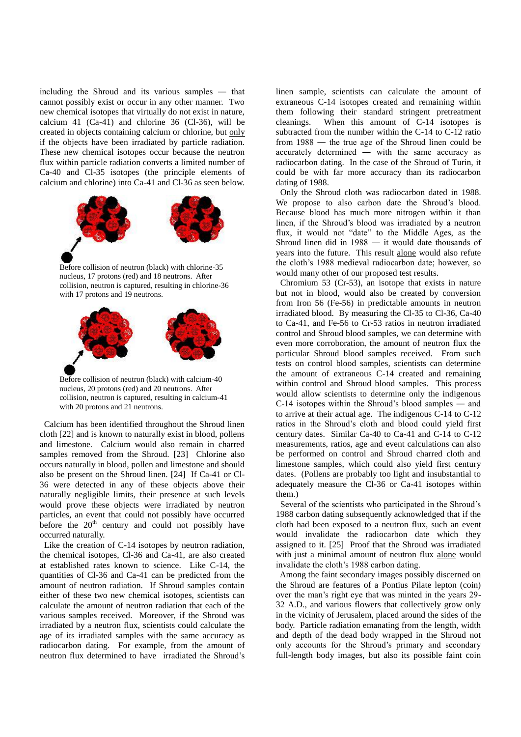including the Shroud and its various samples — that cannot possibly exist or occur in any other manner. Two new chemical isotopes that virtually do not exist in nature, calcium 41 (Ca-41) and chlorine 36 (Cl-36), will be created in objects containing calcium or chlorine, but only if the objects have been irradiated by particle radiation. These new chemical isotopes occur because the neutron flux within particle radiation converts a limited number of Ca-40 and Cl-35 isotopes (the principle elements of calcium and chlorine) into Ca-41 and Cl-36 as seen below.

Before collision of neutron (black) with chlorine-35 nucleus, 17 protons (red) and 18 neutrons. After collision, neutron is captured, resulting in chlorine-36 with 17 protons and 19 neutrons.

Before collision of neutron (black) with calcium-40 nucleus, 20 protons (red) and 20 neutrons. After collision, neutron is captured, resulting in calcium-41 with 20 protons and 21 neutrons.

Calcium has been identified throughout the Shroud linen cloth [22] and is known to naturally exist in blood, pollens and limestone. Calcium would also remain in charred samples removed from the Shroud. [23] Chlorine also occurs naturally in blood, pollen and limestone and should also be present on the Shroud linen. [24] If Ca-41 or Cl-36 were detected in any of these objects above their naturally negligible limits, their presence at such levels would prove these objects were irradiated by neutron particles, an event that could not possibly have occurred before the 20th century and could not possibly have occurred naturally.

Like the creation of C-14 isotopes by neutron radiation, the chemical isotopes, Cl-36 and Ca-41, are also created at established rates known to science. Like C-14, the quantities of Cl-36 and Ca-41 can be predicted from the amount of neutron radiation. If Shroud samples contain either of these two new chemical isotopes, scientists can calculate the amount of neutron radiation that each of the various samples received. Moreover, if the Shroud was irradiated by a neutron flux, scientists could calculate the age of its irradiated samples with the same accuracy as radiocarbon dating. For example, from the amount of neutron flux determined to have irradiated the Shroud's linen sample, scientists can calculate the amount of extraneous C-14 isotopes created and remaining within them following their standard stringent pretreatment cleanings. When this amount of C-14 isotopes is subtracted from the number within the C-14 to C-12 ratio from 1988 — the true age of the Shroud linen could be accurately determined — with the same accuracy as radiocarbon dating. In the case of the Shroud of Turin, it could be with far more accuracy than its radiocarbon dating of 1988.

Only the Shroud cloth was radiocarbon dated in 1988. We propose to also carbon date the Shroud's blood. Because blood has much more nitrogen within it than linen, if the Shroud's blood was irradiated by a neutron flux, it would not "date" to the Middle Ages, as the Shroud linen did in 1988 — it would date thousands of years into the future. This result alone would also refute the cloth's 1988 medieval radiocarbon date; however, so would many other of our proposed test results.

Chromium 53 (Cr-53), an isotope that exists in nature but not in blood, would also be created by conversion from Iron 56 (Fe-56) in predictable amounts in neutron irradiated blood. By measuring the Cl-35 to Cl-36, Ca-40 to Ca-41, and Fe-56 to Cr-53 ratios in neutron irradiated control and Shroud blood samples, we can determine with even more corroboration, the amount of neutron flux the particular Shroud blood samples received. From such tests on control blood samples, scientists can determine the amount of extraneous C-14 created and remaining within control and Shroud blood samples. This process would allow scientists to determine only the indigenous C-14 isotopes within the Shroud's blood samples — and to arrive at their actual age. The indigenous C-14 to C-12 ratios in the Shroud's cloth and blood could yield first century dates. Similar Ca-40 to Ca-41 and C-14 to C-12 measurements, ratios, age and event calculations can also be performed on control and Shroud charred cloth and limestone samples, which could also yield first century dates. (Pollens are probably too light and insubstantial to adequately measure the Cl-36 or Ca-41 isotopes within them.)

Several of the scientists who participated in the Shroud's 1988 carbon dating subsequently acknowledged that if the cloth had been exposed to a neutron flux, such an event would invalidate the radiocarbon date which they assigned to it. [25] Proof that the Shroud was irradiated with just a minimal amount of neutron flux alone would invalidate the cloth's 1988 carbon dating.

Among the faint secondary images possibly discerned on the Shroud are features of a Pontius Pilate lepton (coin) over the man's right eye that was minted in the years 29-32 A.D., and various flowers that collectively grow only in the vicinity of Jerusalem, placed around the sides of the body. Particle radiation emanating from the length, width and depth of the dead body wrapped in the Shroud not only accounts for the Shroud's primary and secondary full-length body images, but also its possible faint coin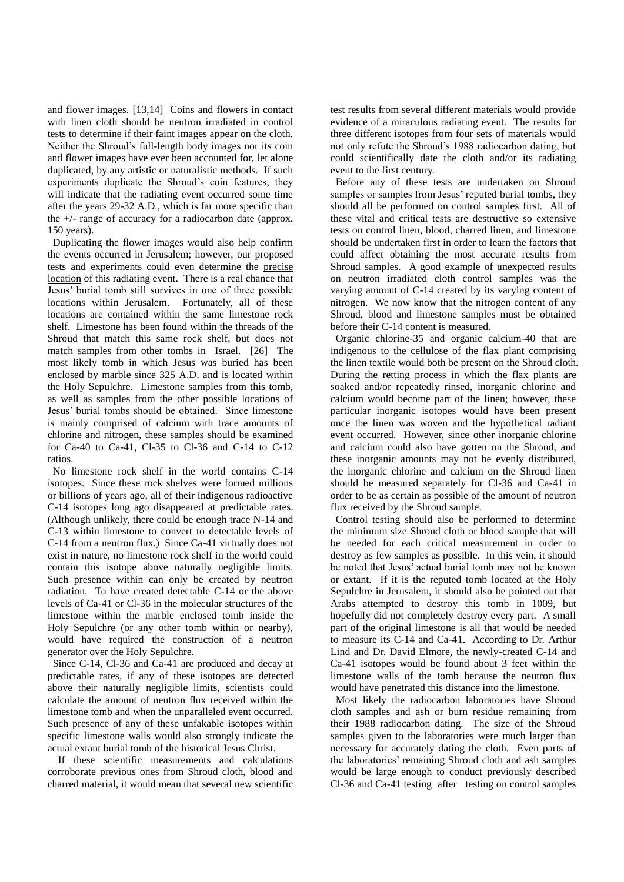and flower images. [13,14] Coins and flowers in contact with linen cloth should be neutron irradiated in control tests to determine if their faint images appear on the cloth. Neither the Shroud's full-length body images nor its coin and flower images have ever been accounted for, let alone duplicated, by any artistic or naturalistic methods. If such experiments duplicate the Shroud's coin features, they will indicate that the radiating event occurred some time after the years 29-32 A.D., which is far more specific than the +/- range of accuracy for a radiocarbon date (approx. 150 years).

Duplicating the flower images would also help confirm the events occurred in Jerusalem; however, our proposed tests and experiments could even determine the precise location of this radiating event. There is a real chance that Jesus' burial tomb still survives in one of three possible locations within Jerusalem. Fortunately, all of these locations are contained within the same limestone rock shelf. Limestone has been found within the threads of the Shroud that match this same rock shelf, but does not match samples from other tombs in Israel. [26] The most likely tomb in which Jesus was buried has been enclosed by marble since 325 A.D. and is located within the Holy Sepulchre. Limestone samples from this tomb, as well as samples from the other possible locations of Jesus' burial tombs should be obtained. Since limestone is mainly comprised of calcium with trace amounts of chlorine and nitrogen, these samples should be examined for Ca-40 to Ca-41, Cl-35 to Cl-36 and C-14 to C-12 ratios.

No limestone rock shelf in the world contains C-14 isotopes. Since these rock shelves were formed millions or billions of years ago, all of their indigenous radioactive C-14 isotopes long ago disappeared at predictable rates. (Although unlikely, there could be enough trace N-14 and C-13 within limestone to convert to detectable levels of C-14 from a neutron flux.) Since Ca-41 virtually does not exist in nature, no limestone rock shelf in the world could contain this isotope above naturally negligible limits. Such presence within can only be created by neutron radiation. To have created detectable C-14 or the above levels of Ca-41 or Cl-36 in the molecular structures of the limestone within the marble enclosed tomb inside the Holy Sepulchre (or any other tomb within or nearby), would have required the construction of a neutron generator over the Holy Sepulchre.

Since C-14, Cl-36 and Ca-41 are produced and decay at predictable rates, if any of these isotopes are detected above their naturally negligible limits, scientists could calculate the amount of neutron flux received within the limestone tomb and when the unparalleled event occurred. Such presence of any of these unfakable isotopes within specific limestone walls would also strongly indicate the actual extant burial tomb of the historical Jesus Christ.

If these scientific measurements and calculations corroborate previous ones from Shroud cloth, blood and charred material, it would mean that several new scientific test results from several different materials would provide evidence of a miraculous radiating event. The results for three different isotopes from four sets of materials would not only refute the Shroud's 1988 radiocarbon dating, but could scientifically date the cloth and/or its radiating event to the first century.

Before any of these tests are undertaken on Shroud samples or samples from Jesus' reputed burial tombs, they should all be performed on control samples first. All of these vital and critical tests are destructive so extensive tests on control linen, blood, charred linen, and limestone should be undertaken first in order to learn the factors that could affect obtaining the most accurate results from Shroud samples. A good example of unexpected results on neutron irradiated cloth control samples was the varying amount of C-14 created by its varying content of nitrogen. We now know that the nitrogen content of any Shroud, blood and limestone samples must be obtained before their C-14 content is measured.

Organic chlorine-35 and organic calcium-40 that are indigenous to the cellulose of the flax plant comprising the linen textile would both be present on the Shroud cloth. During the retting process in which the flax plants are soaked and/or repeatedly rinsed, inorganic chlorine and calcium would become part of the linen; however, these particular inorganic isotopes would have been present once the linen was woven and the hypothetical radiant event occurred. However, since other inorganic chlorine and calcium could also have gotten on the Shroud, and these inorganic amounts may not be evenly distributed, the inorganic chlorine and calcium on the Shroud linen should be measured separately for Cl-36 and Ca-41 in order to be as certain as possible of the amount of neutron flux received by the Shroud sample.

Control testing should also be performed to determine the minimum size Shroud cloth or blood sample that will be needed for each critical measurement in order to destroy as few samples as possible. In this vein, it should be noted that Jesus' actual burial tomb may not be known or extant. If it is the reputed tomb located at the Holy Sepulchre in Jerusalem, it should also be pointed out that Arabs attempted to destroy this tomb in 1009, but hopefully did not completely destroy every part. A small part of the original limestone is all that would be needed to measure its C-14 and Ca-41. According to Dr. Arthur Lind and Dr. David Elmore, the newly-created C-14 and Ca-41 isotopes would be found about 3 feet within the limestone walls of the tomb because the neutron flux would have penetrated this distance into the limestone.

Most likely the radiocarbon laboratories have Shroud cloth samples and ash or burn residue remaining from their 1988 radiocarbon dating. The size of the Shroud samples given to the laboratories were much larger than necessary for accurately dating the cloth. Even parts of the laboratories' remaining Shroud cloth and ash samples would be large enough to conduct previously described Cl-36 and Ca-41 testing after testing on control samples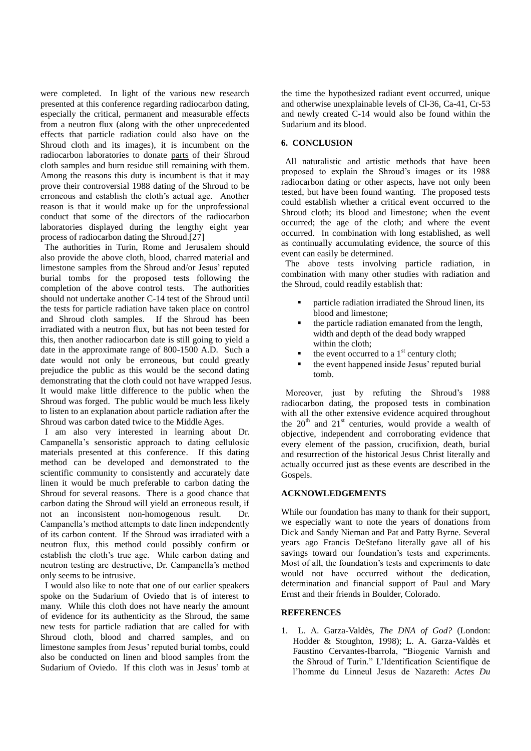were completed. In light of the various new research presented at this conference regarding radiocarbon dating, especially the critical, permanent and measurable effects from a neutron flux (along with the other unprecedented effects that particle radiation could also have on the Shroud cloth and its images), it is incumbent on the radiocarbon laboratories to donate parts of their Shroud cloth samples and burn residue still remaining with them. Among the reasons this duty is incumbent is that it may prove their controversial 1988 dating of the Shroud to be erroneous and establish the cloth's actual age. Another reason is that it would make up for the unprofessional conduct that some of the directors of the radiocarbon laboratories displayed during the lengthy eight year process of radiocarbon dating the Shroud.[27]

The authorities in Turin, Rome and Jerusalem should also provide the above cloth, blood, charred material and limestone samples from the Shroud and/or Jesus' reputed burial tombs for the proposed tests following the completion of the above control tests. The authorities should not undertake another C-14 test of the Shroud until the tests for particle radiation have taken place on control and Shroud cloth samples. If the Shroud has been irradiated with a neutron flux, but has not been tested for this, then another radiocarbon date is still going to yield a date in the approximate range of 800-1500 A.D. Such a date would not only be erroneous, but could greatly prejudice the public as this would be the second dating demonstrating that the cloth could not have wrapped Jesus. It would make little difference to the public when the Shroud was forged. The public would be much less likely to listen to an explanation about particle radiation after the Shroud was carbon dated twice to the Middle Ages.

I am also very interested in learning about Dr. Campanella's sensoristic approach to dating cellulosic materials presented at this conference. If this dating method can be developed and demonstrated to the scientific community to consistently and accurately date linen it would be much preferable to carbon dating the Shroud for several reasons. There is a good chance that carbon dating the Shroud will yield an erroneous result, if not an inconsistent non-homogenous result. Dr. Campanella's method attempts to date linen independently of its carbon content. If the Shroud was irradiated with a neutron flux, this method could possibly confirm or establish the cloth's true age. While carbon dating and neutron testing are destructive, Dr. Campanella's method only seems to be intrusive.

I would also like to note that one of our earlier speakers spoke on the Sudarium of Oviedo that is of interest to many. While this cloth does not have nearly the amount of evidence for its authenticity as the Shroud, the same new tests for particle radiation that are called for with Shroud cloth, blood and charred samples, and on limestone samples from Jesus' reputed burial tombs, could also be conducted on linen and blood samples from the Sudarium of Oviedo. If this cloth was in Jesus' tomb at the time the hypothesized radiant event occurred, unique and otherwise unexplainable levels of Cl-36, Ca-41, Cr-53 and newly created C-14 would also be found within the Sudarium and its blood.

## 6. CONCLUSION

All naturalistic and artistic methods that have been proposed to explain the Shroud's images or its 1988 radiocarbon dating or other aspects, have not only been tested, but have been found wanting. The proposed tests could establish whether a critical event occurred to the Shroud cloth; its blood and limestone; when the event occurred; the age of the cloth; and where the event occurred. In combination with long established, as well as continually accumulating evidence, the source of this event can easily be determined.

The above tests involving particle radiation, in combination with many other studies with radiation and the Shroud, could readily establish that:

- particle radiation irradiated the Shroud linen, its blood and limestone;
- the particle radiation emanated from the length, width and depth of the dead body wrapped within the cloth;
- the event occurred to a 1st century cloth;
- the event happened inside Jesus' reputed burial tomb.

Moreover, just by refuting the Shroud's 1988 radiocarbon dating, the proposed tests in combination with all the other extensive evidence acquired throughout the 20th and 21st centuries, would provide a wealth of objective, independent and corroborating evidence that every element of the passion, crucifixion, death, burial and resurrection of the historical Jesus Christ literally and actually occurred just as these events are described in the Gospels.

## ACKNOWLEDGEMENTS

While our foundation has many to thank for their support, we especially want to note the years of donations from Dick and Sandy Nieman and Pat and Patty Byrne. Several years ago Francis DeStefano literally gave all of his savings toward our foundation's tests and experiments. Most of all, the foundation's tests and experiments to date would not have occurred without the dedication, determination and financial support of Paul and Mary Ernst and their friends in Boulder, Colorado.

## REFERENCES

1. L. A. Garza-Valdès, *The DNA of God?* (London: Hodder & Stoughton, 1998); L. A. Garza-Valdès et Faustino Cervantes-Ibarrola, "Biogenic Varnish and the Shroud of Turin." L'Identification Scientifique de l'homme du Linneul Jesus de Nazareth: *Actes Du*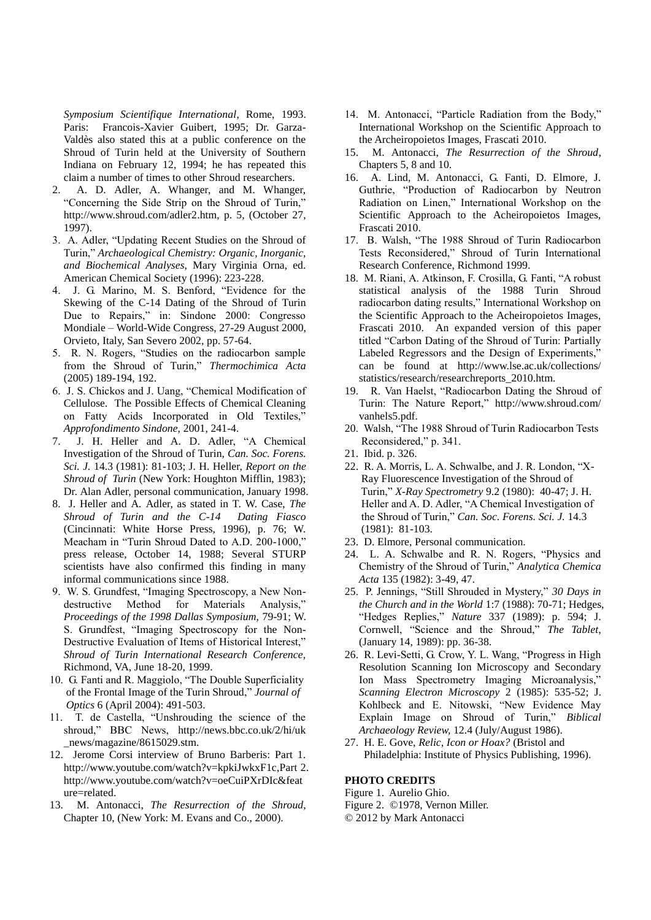*Symposium Scientifique International*, Rome, 1993. Paris: Francois-Xavier Guibert, 1995; Dr. Garza-Valdès also stated this at a public conference on the Shroud of Turin held at the University of Southern Indiana on February 12, 1994; he has repeated this claim a number of times to other Shroud researchers.

2. A. D. Adler, A. Whanger, and M. Whanger, "Concerning the Side Strip on the Shroud of Turin," http://www.shroud.com/adler2.htm, p. 5, (October 27, 1997).
3. A. Adler, "Updating Recent Studies on the Shroud of Turin," *Archaeological Chemistry: Organic, Inorganic, and Biochemical Analyses,* Mary Virginia Orna, ed. American Chemical Society (1996): 223-228.
4. J. G. Marino, M. S. Benford, "Evidence for the Skewing of the C-14 Dating of the Shroud of Turin Due to Repairs," in: Sindone 2000: Congresso Mondiale – World-Wide Congress, 27-29 August 2000, Orvieto, Italy, San Severo 2002, pp. 57-64.
5. R. N. Rogers, "Studies on the radiocarbon sample from the Shroud of Turin," *Thermochimica Acta* (2005) 189-194, 192.
6. J. S. Chickos and J. Uang, "Chemical Modification of Cellulose. The Possible Effects of Chemical Cleaning on Fatty Acids Incorporated in Old Textiles," *Approfondimento Sindone,* 2001, 241-4.
7. J. H. Heller and A. D. Adler, "A Chemical Investigation of the Shroud of Turin, *Can. Soc. Forens. Sci. J.* 14.3 (1981): 81-103; J. H. Heller, *Report on the Shroud of Turin* (New York: Houghton Mifflin, 1983); Dr. Alan Adler, personal communication, January 1998.
8. J. Heller and A. Adler, as stated in T. W. Case, *The Shroud of Turin and the C-14 Dating Fiasco* (Cincinnati: White Horse Press, 1996), p. 76; W. Meacham in "Turin Shroud Dated to A.D. 200-1000," press release, October 14, 1988; Several STURP scientists have also confirmed this finding in many informal communications since 1988.
9. W. S. Grundfest, "Imaging Spectroscopy, a New Non-destructive Method for Materials Analysis," *Proceedings of the 1998 Dallas Symposium,* 79-91; W. S. Grundfest, "Imaging Spectroscopy for the Non-Destructive Evaluation of Items of Historical Interest," *Shroud of Turin International Research Conference,* Richmond, VA, June 18-20, 1999.
10. G. Fanti and R. Maggiolo, "The Double Superficiality of the Frontal Image of the Turin Shroud," *Journal of Optics* 6 (April 2004): 491-503.
11. T. de Castella, "Unshrouding the science of the shroud," BBC News, http://news.bbc.co.uk/2/hi/uk_news/magazine/8615029.stm.
12. Jerome Corsi interview of Bruno Barberis: Part 1. http://www.youtube.com/watch?v=kpkiJwkxF1c,Part 2. http://www.youtube.com/watch?v=oeCuiPXrDIc&feature=related.
13. M. Antonacci, *The Resurrection of the Shroud,* Chapter 10, (New York: M. Evans and Co., 2000).
14. M. Antonacci, "Particle Radiation from the Body," International Workshop on the Scientific Approach to the Archeiropoietos Images, Frascati 2010.
15. M. Antonacci, *The Resurrection of the Shroud*, Chapters 5, 8 and 10.
16. A. Lind, M. Antonacci, G. Fanti, D. Elmore, J. Guthrie, "Production of Radiocarbon by Neutron Radiation on Linen," International Workshop on the Scientific Approach to the Acheiropoietos Images, Frascati 2010.
17. B. Walsh, "The 1988 Shroud of Turin Radiocarbon Tests Reconsidered," Shroud of Turin International Research Conference, Richmond 1999.
18. M. Riani, A. Atkinson, F. Crosilla, G. Fanti, "A robust statistical analysis of the 1988 Turin Shroud radiocarbon dating results," International Workshop on the Scientific Approach to the Acheiropoietos Images, Frascati 2010. An expanded version of this paper titled "Carbon Dating of the Shroud of Turin: Partially Labeled Regressors and the Design of Experiments," can be found at http://www.lse.ac.uk/collections/statistics/research/researchreports_2010.htm.
19. R. Van Haelst, "Radiocarbon Dating the Shroud of Turin: The Nature Report," http://www.shroud.com/vanhels5.pdf.
20. Walsh, "The 1988 Shroud of Turin Radiocarbon Tests Reconsidered," p. 341.
21. Ibid. p. 326.
22. R. A. Morris, L. A. Schwalbe, and J. R. London, "X-Ray Fluorescence Investigation of the Shroud of Turin," *X-Ray Spectrometry* 9.2 (1980): 40-47; J. H. Heller and A. D. Adler, "A Chemical Investigation of the Shroud of Turin," *Can. Soc. Forens. Sci. J.* 14.3 (1981): 81-103.
23. D. Elmore, Personal communication.
24. L. A. Schwalbe and R. N. Rogers, "Physics and Chemistry of the Shroud of Turin," *Analytica Chemica Acta* 135 (1982): 3-49, 47.
25. P. Jennings, "Still Shrouded in Mystery," *30 Days in the Church and in the World* 1:7 (1988): 70-71; Hedges, "Hedges Replies," *Nature* 337 (1989): p. 594; J. Cornwell, "Science and the Shroud," *The Tablet*, (January 14, 1989): pp. 36-38.
26. R. Levi-Setti, G. Crow, Y. L. Wang, "Progress in High Resolution Scanning Ion Microscopy and Secondary Ion Mass Spectrometry Imaging Microanalysis," *Scanning Electron Microscopy* 2 (1985): 535-52; J. Kohlbeck and E. Nitowski, "New Evidence May Explain Image on Shroud of Turin," *Biblical Archaeology Review,* 12.4 (July/August 1986).
27. H. E. Gove, *Relic, Icon or Hoax?* (Bristol and Philadelphia: Institute of Physics Publishing, 1996).

**PHOTO CREDITS**

Figure 1. Aurelio Ghio.
Figure 2. ©1978, Vernon Miller.
© 2012 by Mark Antonacci